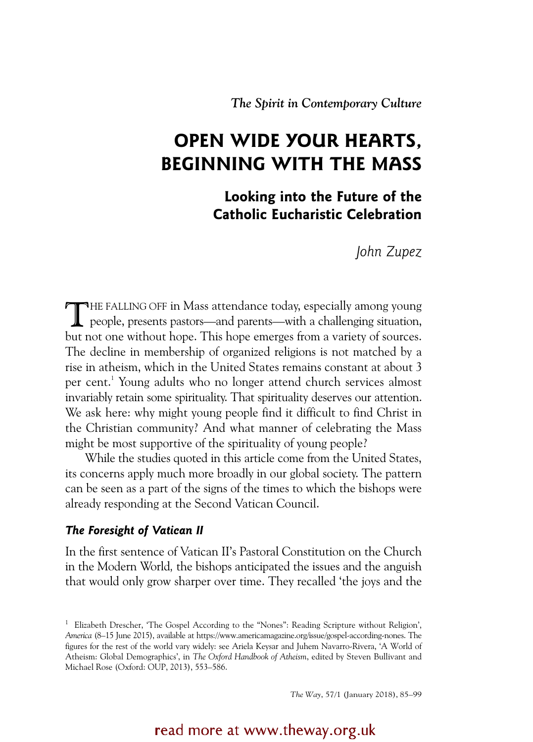*The Spirit in Contemporary Culture*

# OPEN WIDE YOUR HEARTS, BEGINNING WITH THE MASS

## Looking into the Future of the Catholic Eucharistic Celebration

*John Zupez*

THE FALLING OFF in Mass attendance today, especially among young people, presents pastors—and parents—with a challenging situation, but not one without hope. This hope emerges from a variety of sources. The decline in membership of organized religions is not matched by a rise in atheism, which in the United States remains constant at about 3 per cent.[1] Young adults who no longer attend church services almost invariably retain some spirituality. That spirituality deserves our attention. We ask here: why might young people find it difficult to find Christ in the Christian community? And what manner of celebrating the Mass might be most supportive of the spirituality of young people?

While the studies quoted in this article come from the United States, its concerns apply much more broadly in our global society. The pattern can be seen as a part of the signs of the times to which the bishops were already responding at the Second Vatican Council.

### *The Foresight of Vatican II*

In the first sentence of Vatican II's Pastoral Constitution on the Church in the Modern World, the bishops anticipated the issues and the anguish that would only grow sharper over time. They recalled 'the joys and the

[1] Elizabeth Drescher, 'The Gospel According to the "Nones": Reading Scripture without Religion', *America* (8–15 June 2015), available at https://www.americamagazine.org/issue/gospel-according-nones. The figures for the rest of the world vary widely: see Ariela Keysar and Juhem Navarro-Rivera, 'A World of Atheism: Global Demographics', in *The Oxford Handbook of Atheism*, edited by Steven Bullivant and Michael Rose (Oxford: OUP, 2013), 553–586.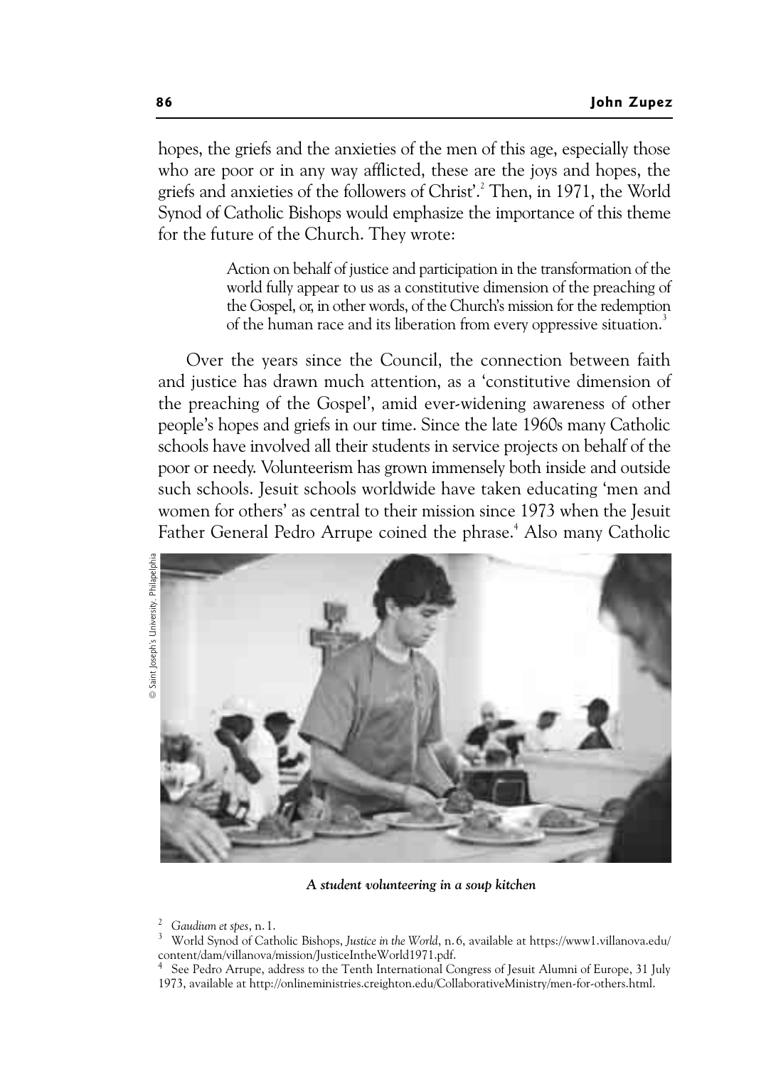hopes, the griefs and the anxieties of the men of this age, especially those who are poor or in any way afflicted, these are the joys and hopes, the griefs and anxieties of the followers of Christ'.[2] Then, in 1971, the World Synod of Catholic Bishops would emphasize the importance of this theme for the future of the Church. They wrote:

> Action on behalf of justice and participation in the transformation of the world fully appear to us as a constitutive dimension of the preaching of the Gospel, or, in other words, of the Church's mission for the redemption of the human race and its liberation from every oppressive situation.[3]

Over the years since the Council, the connection between faith and justice has drawn much attention, as a 'constitutive dimension of the preaching of the Gospel', amid ever-widening awareness of other people's hopes and griefs in our time. Since the late 1960s many Catholic schools have involved all their students in service projects on behalf of the poor or needy. Volunteerism has grown immensely both inside and outside such schools. Jesuit schools worldwide have taken educating 'men and women for others' as central to their mission since 1973 when the Jesuit Father General Pedro Arrupe coined the phrase.[4] Also many Catholic

© Saint Joseph's University, Philadelphia

***A student volunteering in a soup kitchen***

[2] *Gaudium et spes*, n. 1.

[3] World Synod of Catholic Bishops, *Justice in the World*, n. 6, available at https://www1.villanova.edu/content/dam/villanova/mission/JusticeIntheWorld1971.pdf.

[4] See Pedro Arrupe, address to the Tenth International Congress of Jesuit Alumni of Europe, 31 July 1973, available at http://onlineministries.creighton.edu/CollaborativeMinistry/men-for-others.html.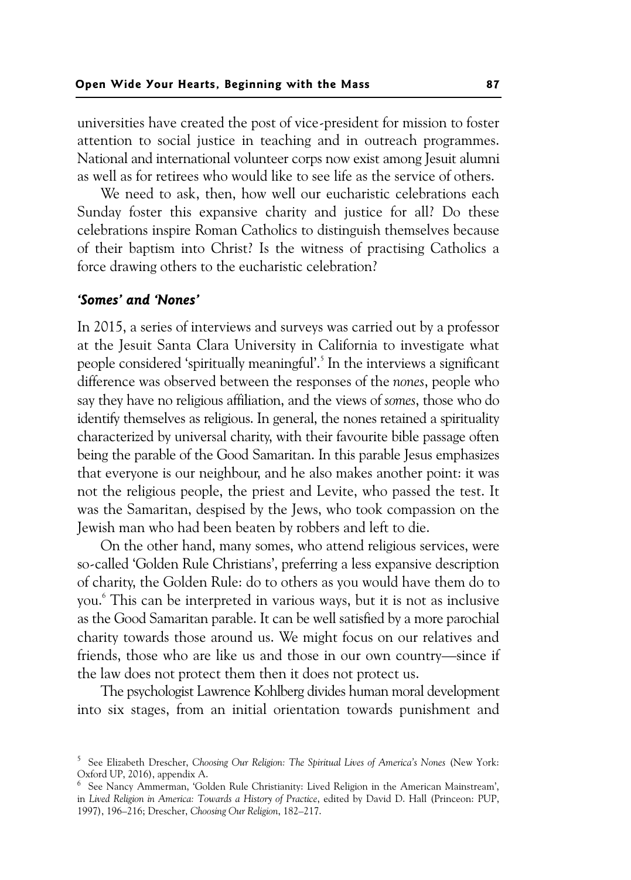universities have created the post of vice-president for mission to foster attention to social justice in teaching and in outreach programmes. National and international volunteer corps now exist among Jesuit alumni as well as for retirees who would like to see life as the service of others.

We need to ask, then, how well our eucharistic celebrations each Sunday foster this expansive charity and justice for all? Do these celebrations inspire Roman Catholics to distinguish themselves because of their baptism into Christ? Is the witness of practising Catholics a force drawing others to the eucharistic celebration?

### *'Somes' and 'Nones'*

In 2015, a series of interviews and surveys was carried out by a professor at the Jesuit Santa Clara University in California to investigate what people considered 'spiritually meaningful'.[5] In the interviews a significant difference was observed between the responses of the *nones*, people who say they have no religious affiliation, and the views of *somes*, those who do identify themselves as religious. In general, the nones retained a spirituality characterized by universal charity, with their favourite bible passage often being the parable of the Good Samaritan. In this parable Jesus emphasizes that everyone is our neighbour, and he also makes another point: it was not the religious people, the priest and Levite, who passed the test. It was the Samaritan, despised by the Jews, who took compassion on the Jewish man who had been beaten by robbers and left to die.

On the other hand, many somes, who attend religious services, were so-called 'Golden Rule Christians', preferring a less expansive description of charity, the Golden Rule: do to others as you would have them do to you.[6] This can be interpreted in various ways, but it is not as inclusive as the Good Samaritan parable. It can be well satisfied by a more parochial charity towards those around us. We might focus on our relatives and friends, those who are like us and those in our own country—since if the law does not protect them then it does not protect us.

The psychologist Lawrence Kohlberg divides human moral development into six stages, from an initial orientation towards punishment and

---

[5] See Elizabeth Drescher, *Choosing Our Religion: The Spiritual Lives of America's Nones* (New York: Oxford UP, 2016), appendix A.

[6] See Nancy Ammerman, 'Golden Rule Christianity: Lived Religion in the American Mainstream', in *Lived Religion in America: Towards a History of Practice*, edited by David D. Hall (Princeon: PUP, 1997), 196–216; Drescher, *Choosing Our Religion*, 182–217.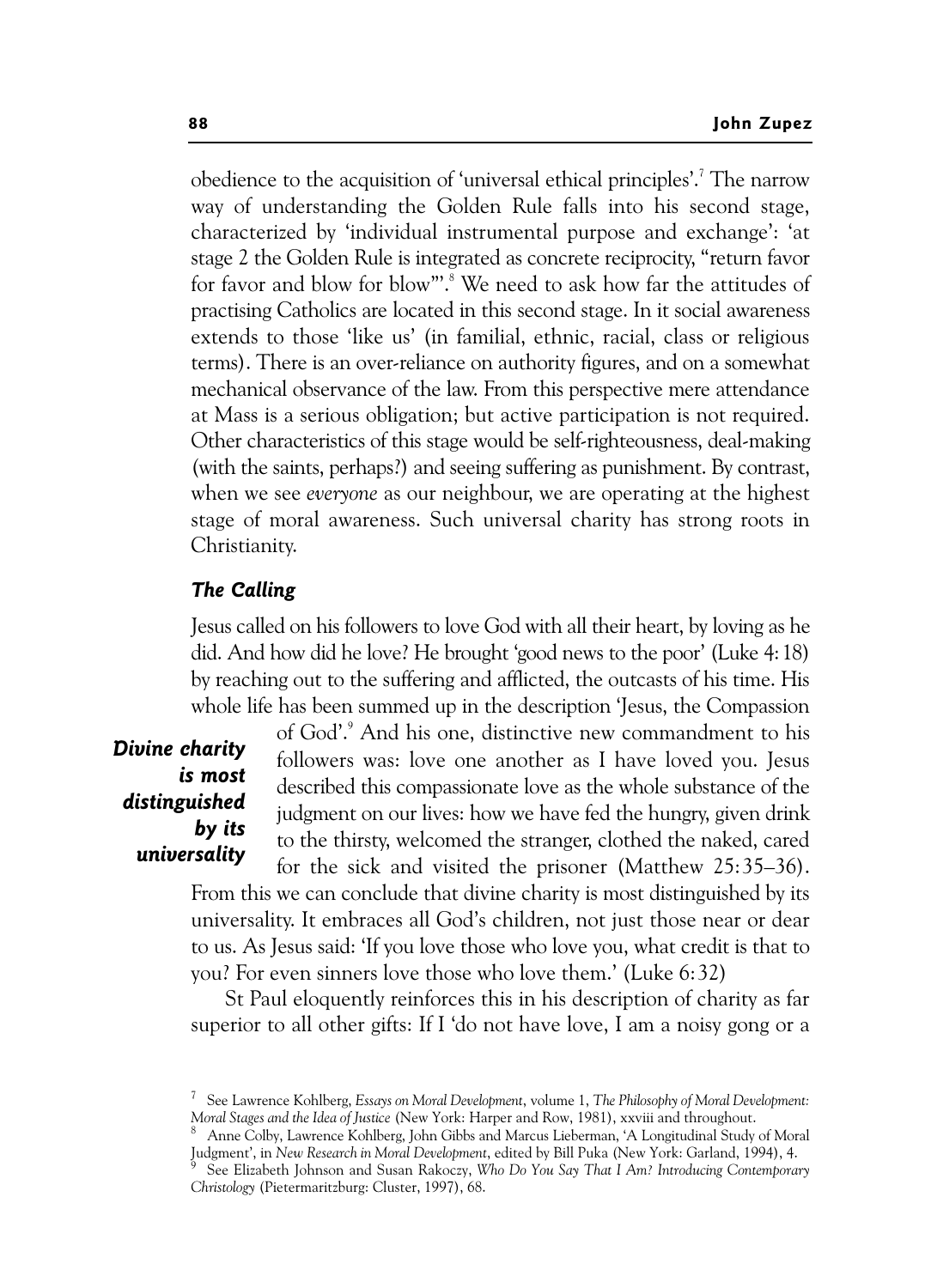obedience to the acquisition of 'universal ethical principles'.[7] The narrow way of understanding the Golden Rule falls into his second stage, characterized by 'individual instrumental purpose and exchange': 'at stage 2 the Golden Rule is integrated as concrete reciprocity, "return favor for favor and blow for blow"'.[8] We need to ask how far the attitudes of practising Catholics are located in this second stage. In it social awareness extends to those 'like us' (in familial, ethnic, racial, class or religious terms). There is an over-reliance on authority figures, and on a somewhat mechanical observance of the law. From this perspective mere attendance at Mass is a serious obligation; but active participation is not required. Other characteristics of this stage would be self-righteousness, deal-making (with the saints, perhaps?) and seeing suffering as punishment. By contrast, when we see *everyone* as our neighbour, we are operating at the highest stage of moral awareness. Such universal charity has strong roots in Christianity.

### *The Calling*

Jesus called on his followers to love God with all their heart, by loving as he did. And how did he love? He brought 'good news to the poor' (Luke 4:18) by reaching out to the suffering and afflicted, the outcasts of his time. His whole life has been summed up in the description 'Jesus, the Compassion of God'.[9] And his one, distinctive new commandment to his followers was: love one another as I have loved you. Jesus described this compassionate love as the whole substance of the judgment on our lives: how we have fed the hungry, given drink to the thirsty, welcomed the stranger, clothed the naked, cared for the sick and visited the prisoner (Matthew 25:35–36). From this we can conclude that divine charity is most distinguished by its universality. It embraces all God's children, not just those near or dear to us. As Jesus said: 'If you love those who love you, what credit is that to you? For even sinners love those who love them.' (Luke 6:32)

***Divine charity is most distinguished by its universality***

St Paul eloquently reinforces this in his description of charity as far superior to all other gifts: If I 'do not have love, I am a noisy gong or a

[7] See Lawrence Kohlberg, *Essays on Moral Development*, volume 1, *The Philosophy of Moral Development: Moral Stages and the Idea of Justice* (New York: Harper and Row, 1981), xxviii and throughout.

[8] Anne Colby, Lawrence Kohlberg, John Gibbs and Marcus Lieberman, 'A Longitudinal Study of Moral Judgment', in *New Research in Moral Development*, edited by Bill Puka (New York: Garland, 1994), 4.

[9] See Elizabeth Johnson and Susan Rakoczy, *Who Do You Say That I Am? Introducing Contemporary Christology* (Pietermaritzburg: Cluster, 1997), 68.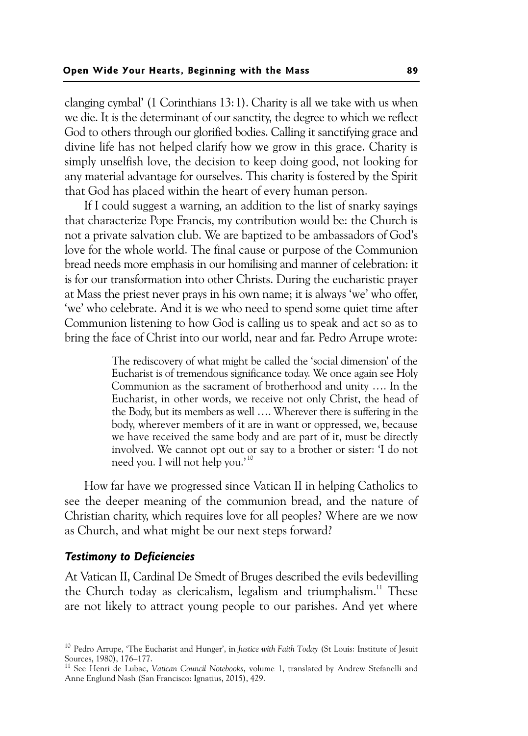clanging cymbal' (1 Corinthians 13:1). Charity is all we take with us when we die. It is the determinant of our sanctity, the degree to which we reflect God to others through our glorified bodies. Calling it sanctifying grace and divine life has not helped clarify how we grow in this grace. Charity is simply unselfish love, the decision to keep doing good, not looking for any material advantage for ourselves. This charity is fostered by the Spirit that God has placed within the heart of every human person.

If I could suggest a warning, an addition to the list of snarky sayings that characterize Pope Francis, my contribution would be: the Church is not a private salvation club. We are baptized to be ambassadors of God's love for the whole world. The final cause or purpose of the Communion bread needs more emphasis in our homilising and manner of celebration: it is for our transformation into other Christs. During the eucharistic prayer at Mass the priest never prays in his own name; it is always 'we' who offer, 'we' who celebrate. And it is we who need to spend some quiet time after Communion listening to how God is calling us to speak and act so as to bring the face of Christ into our world, near and far. Pedro Arrupe wrote:

> The rediscovery of what might be called the 'social dimension' of the Eucharist is of tremendous significance today. We once again see Holy Communion as the sacrament of brotherhood and unity …. In the Eucharist, in other words, we receive not only Christ, the head of the Body, but its members as well …. Wherever there is suffering in the body, wherever members of it are in want or oppressed, we, because we have received the same body and are part of it, must be directly involved. We cannot opt out or say to a brother or sister: 'I do not need you. I will not help you.'[10]

How far have we progressed since Vatican II in helping Catholics to see the deeper meaning of the communion bread, and the nature of Christian charity, which requires love for all peoples? Where are we now as Church, and what might be our next steps forward?

### *Testimony to Deficiencies*

At Vatican II, Cardinal De Smedt of Bruges described the evils bedevilling the Church today as clericalism, legalism and triumphalism.[11] These are not likely to attract young people to our parishes. And yet where

---

[10] Pedro Arrupe, 'The Eucharist and Hunger', in *Justice with Faith Today* (St Louis: Institute of Jesuit Sources, 1980), 176–177.

[11] See Henri de Lubac, *Vatican Council Notebooks*, volume 1, translated by Andrew Stefanelli and Anne Englund Nash (San Francisco: Ignatius, 2015), 429.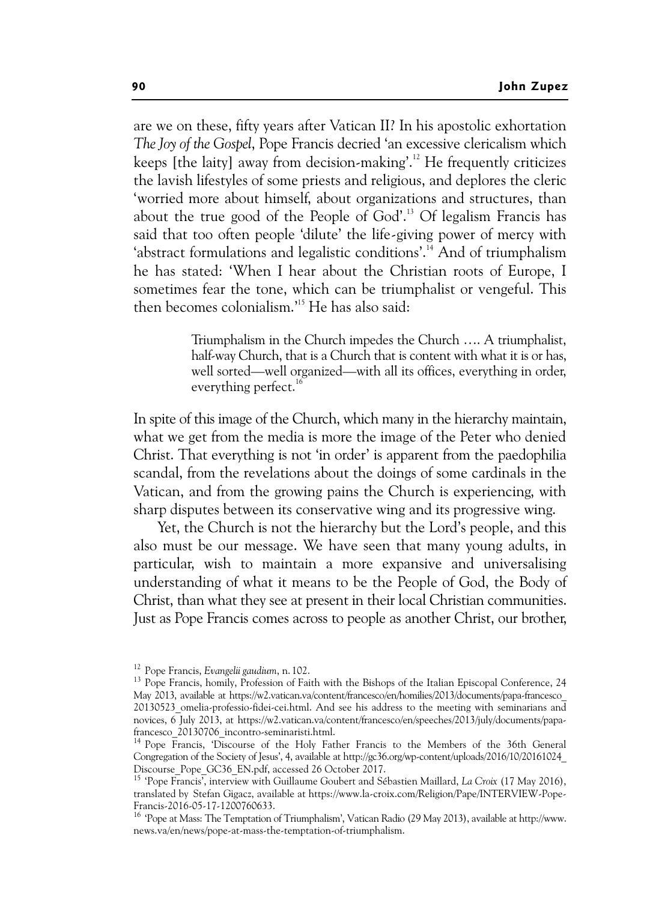are we on these, fifty years after Vatican II? In his apostolic exhortation *The Joy of the Gospel*, Pope Francis decried 'an excessive clericalism which keeps [the laity] away from decision-making'.[12] He frequently criticizes the lavish lifestyles of some priests and religious, and deplores the cleric 'worried more about himself, about organizations and structures, than about the true good of the People of God'.[13] Of legalism Francis has said that too often people 'dilute' the life-giving power of mercy with 'abstract formulations and legalistic conditions'.[14] And of triumphalism he has stated: 'When I hear about the Christian roots of Europe, I sometimes fear the tone, which can be triumphalist or vengeful. This then becomes colonialism.'[15] He has also said:

> Triumphalism in the Church impedes the Church …. A triumphalist, half-way Church, that is a Church that is content with what it is or has, well sorted—well organized—with all its offices, everything in order, everything perfect.[16]

In spite of this image of the Church, which many in the hierarchy maintain, what we get from the media is more the image of the Peter who denied Christ. That everything is not 'in order' is apparent from the paedophilia scandal, from the revelations about the doings of some cardinals in the Vatican, and from the growing pains the Church is experiencing, with sharp disputes between its conservative wing and its progressive wing.

Yet, the Church is not the hierarchy but the Lord's people, and this also must be our message. We have seen that many young adults, in particular, wish to maintain a more expansive and universalising understanding of what it means to be the People of God, the Body of Christ, than what they see at present in their local Christian communities. Just as Pope Francis comes across to people as another Christ, our brother,

---

[12] Pope Francis, *Evangelii gaudium*, n. 102.

[13] Pope Francis, homily, Profession of Faith with the Bishops of the Italian Episcopal Conference, 24 May 2013, available at https://w2.vatican.va/content/francesco/en/homilies/2013/documents/papa-francesco_20130523_omelia-professio-fidei-cei.html. And see his address to the meeting with seminarians and novices, 6 July 2013, at https://w2.vatican.va/content/francesco/en/speeches/2013/july/documents/papa-francesco_20130706_incontro-seminaristi.html.

[14] Pope Francis, 'Discourse of the Holy Father Francis to the Members of the 36th General Congregation of the Society of Jesus', 4, available at http://gc36.org/wp-content/uploads/2016/10/20161024_Discourse_Pope_GC36_EN.pdf, accessed 26 October 2017.

[15] 'Pope Francis', interview with Guillaume Goubert and Sébastien Maillard, *La Croix* (17 May 2016), translated by Stefan Gigacz, available at https://www.la-croix.com/Religion/Pape/INTERVIEW-Pope-Francis-2016-05-17-1200760633.

[16] 'Pope at Mass: The Temptation of Triumphalism', Vatican Radio (29 May 2013), available at http://www.news.va/en/news/pope-at-mass-the-temptation-of-triumphalism.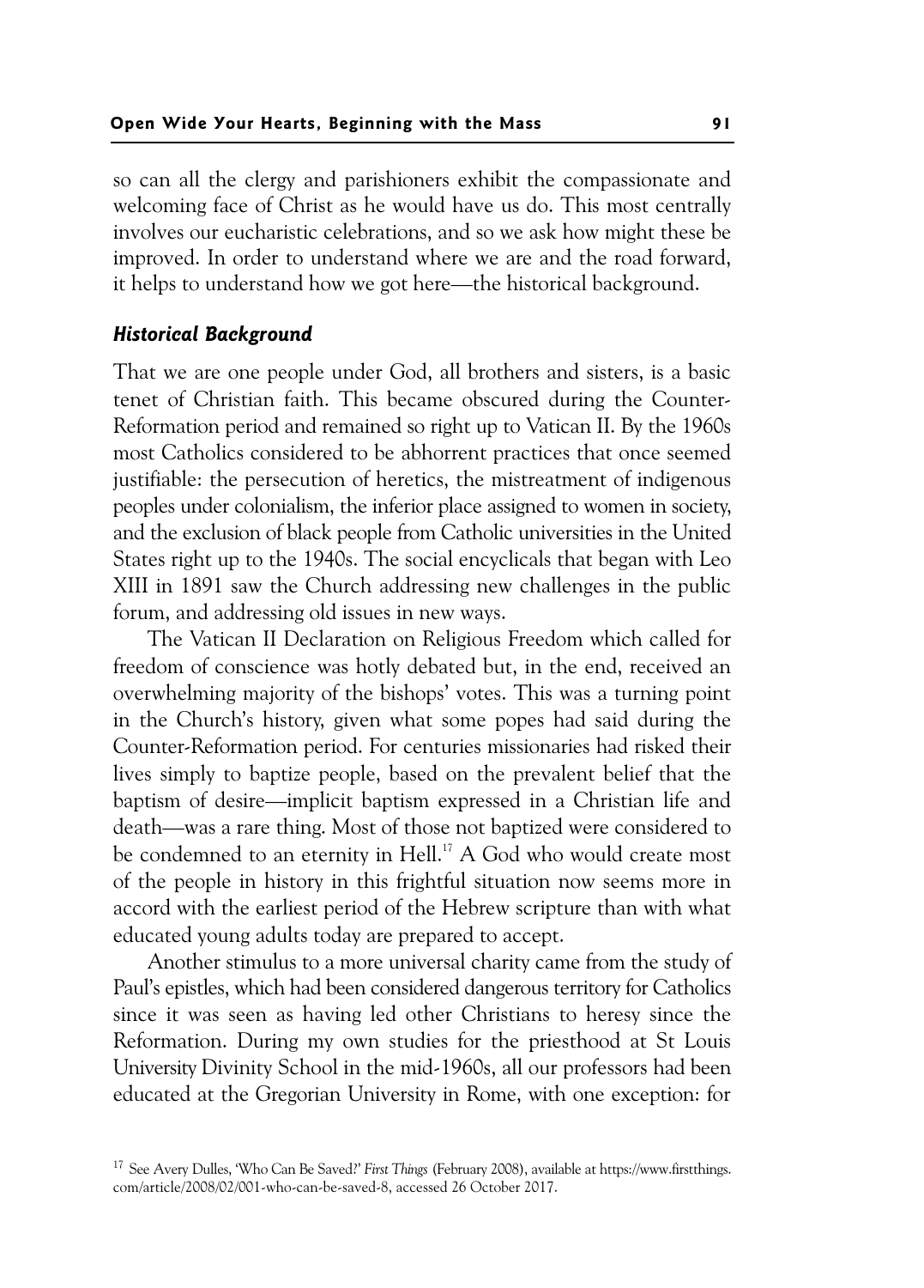so can all the clergy and parishioners exhibit the compassionate and welcoming face of Christ as he would have us do. This most centrally involves our eucharistic celebrations, and so we ask how might these be improved. In order to understand where we are and the road forward, it helps to understand how we got here—the historical background.

### *Historical Background*

That we are one people under God, all brothers and sisters, is a basic tenet of Christian faith. This became obscured during the Counter-Reformation period and remained so right up to Vatican II. By the 1960s most Catholics considered to be abhorrent practices that once seemed justifiable: the persecution of heretics, the mistreatment of indigenous peoples under colonialism, the inferior place assigned to women in society, and the exclusion of black people from Catholic universities in the United States right up to the 1940s. The social encyclicals that began with Leo XIII in 1891 saw the Church addressing new challenges in the public forum, and addressing old issues in new ways.

The Vatican II Declaration on Religious Freedom which called for freedom of conscience was hotly debated but, in the end, received an overwhelming majority of the bishops' votes. This was a turning point in the Church's history, given what some popes had said during the Counter-Reformation period. For centuries missionaries had risked their lives simply to baptize people, based on the prevalent belief that the baptism of desire—implicit baptism expressed in a Christian life and death—was a rare thing. Most of those not baptized were considered to be condemned to an eternity in Hell.[17] A God who would create most of the people in history in this frightful situation now seems more in accord with the earliest period of the Hebrew scripture than with what educated young adults today are prepared to accept.

Another stimulus to a more universal charity came from the study of Paul's epistles, which had been considered dangerous territory for Catholics since it was seen as having led other Christians to heresy since the Reformation. During my own studies for the priesthood at St Louis University Divinity School in the mid-1960s, all our professors had been educated at the Gregorian University in Rome, with one exception: for

[17] See Avery Dulles, 'Who Can Be Saved?' *First Things* (February 2008), available at https://www.firstthings.com/article/2008/02/001-who-can-be-saved-8, accessed 26 October 2017.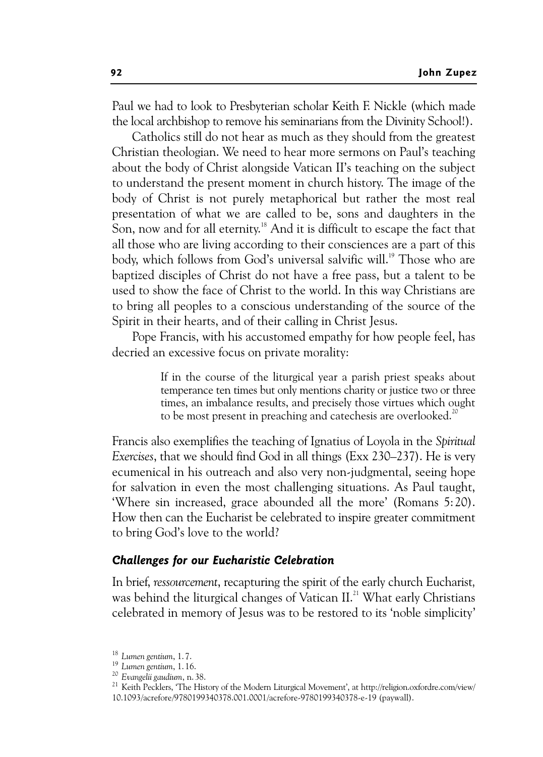Paul we had to look to Presbyterian scholar Keith F. Nickle (which made the local archbishop to remove his seminarians from the Divinity School!).

Catholics still do not hear as much as they should from the greatest Christian theologian. We need to hear more sermons on Paul's teaching about the body of Christ alongside Vatican II's teaching on the subject to understand the present moment in church history. The image of the body of Christ is not purely metaphorical but rather the most real presentation of what we are called to be, sons and daughters in the Son, now and for all eternity.[18] And it is difficult to escape the fact that all those who are living according to their consciences are a part of this body, which follows from God's universal salvific will.[19] Those who are baptized disciples of Christ do not have a free pass, but a talent to be used to show the face of Christ to the world. In this way Christians are to bring all peoples to a conscious understanding of the source of the Spirit in their hearts, and of their calling in Christ Jesus.

Pope Francis, with his accustomed empathy for how people feel, has decried an excessive focus on private morality:

> If in the course of the liturgical year a parish priest speaks about temperance ten times but only mentions charity or justice two or three times, an imbalance results, and precisely those virtues which ought to be most present in preaching and catechesis are overlooked.[20]

Francis also exemplifies the teaching of Ignatius of Loyola in the *Spiritual Exercises*, that we should find God in all things (Exx 230–237). He is very ecumenical in his outreach and also very non-judgmental, seeing hope for salvation in even the most challenging situations. As Paul taught, 'Where sin increased, grace abounded all the more' (Romans 5:20). How then can the Eucharist be celebrated to inspire greater commitment to bring God's love to the world?

### *Challenges for our Eucharistic Celebration*

In brief, *ressourcement*, recapturing the spirit of the early church Eucharist, was behind the liturgical changes of Vatican II.[21] What early Christians celebrated in memory of Jesus was to be restored to its 'noble simplicity'

---

[18] *Lumen gentium*, 1.7.

[19] *Lumen gentium*, 1.16.

[20] *Evangelii gaudium*, n. 38.

[21] Keith Pecklers, 'The History of the Modern Liturgical Movement', at http://religion.oxfordre.com/view/10.1093/acrefore/9780199340378.001.0001/acrefore-9780199340378-e-19 (paywall).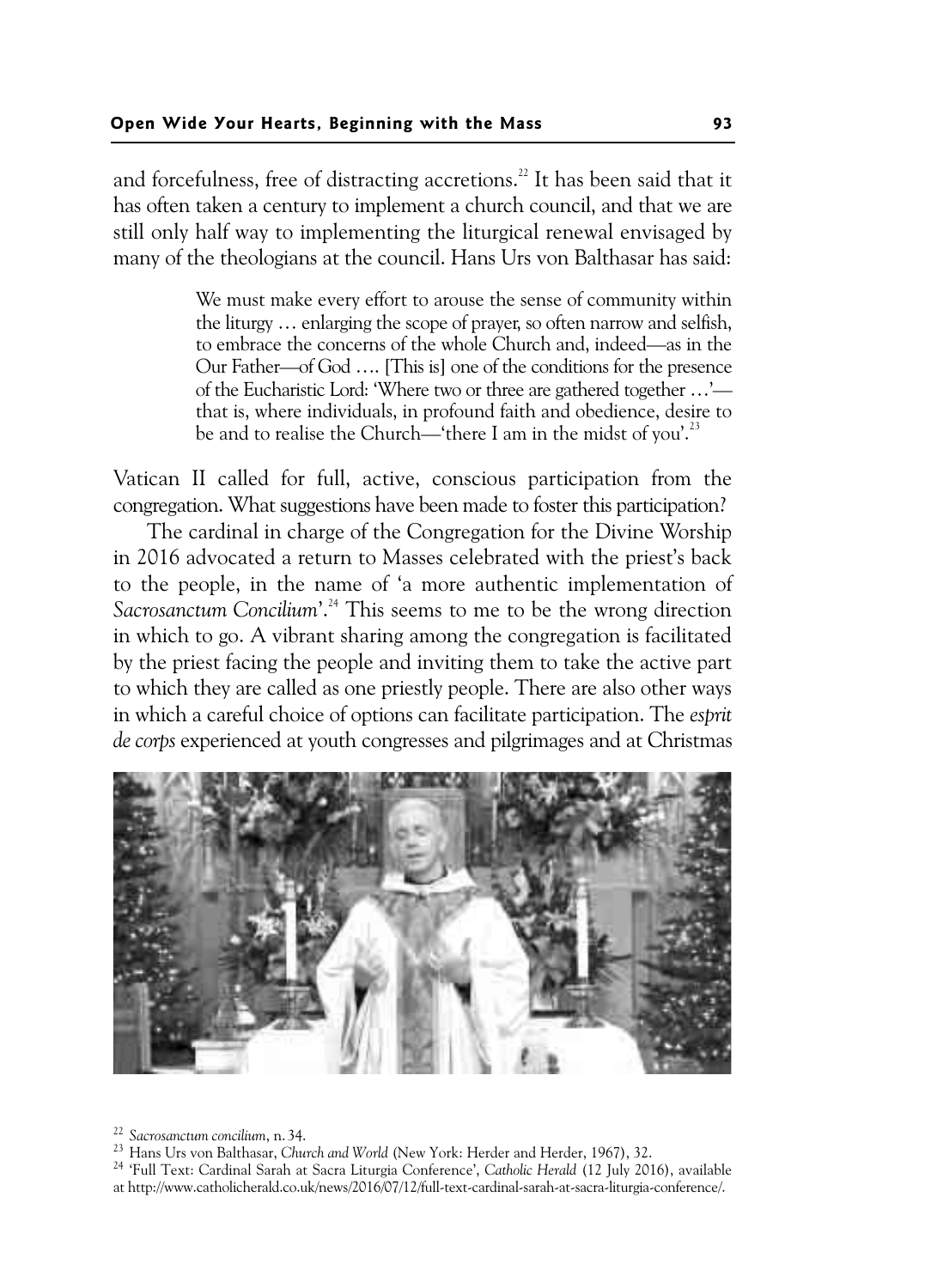and forcefulness, free of distracting accretions.[22] It has been said that it has often taken a century to implement a church council, and that we are still only half way to implementing the liturgical renewal envisaged by many of the theologians at the council. Hans Urs von Balthasar has said:

> We must make every effort to arouse the sense of community within the liturgy … enlarging the scope of prayer, so often narrow and selfish, to embrace the concerns of the whole Church and, indeed—as in the Our Father—of God …. [This is] one of the conditions for the presence of the Eucharistic Lord: 'Where two or three are gathered together …'—that is, where individuals, in profound faith and obedience, desire to be and to realise the Church—'there I am in the midst of you'.[23]

Vatican II called for full, active, conscious participation from the congregation. What suggestions have been made to foster this participation?

The cardinal in charge of the Congregation for the Divine Worship in 2016 advocated a return to Masses celebrated with the priest's back to the people, in the name of 'a more authentic implementation of *Sacrosanctum Concilium*'.[24] This seems to me to be the wrong direction in which to go. A vibrant sharing among the congregation is facilitated by the priest facing the people and inviting them to take the active part to which they are called as one priestly people. There are also other ways in which a careful choice of options can facilitate participation. The *esprit de corps* experienced at youth congresses and pilgrimages and at Christmas

---

[22] *Sacrosanctum concilium*, n. 34.

[23] Hans Urs von Balthasar, *Church and World* (New York: Herder and Herder, 1967), 32.

[24] 'Full Text: Cardinal Sarah at Sacra Liturgia Conference', *Catholic Herald* (12 July 2016), available at http://www.catholicherald.co.uk/news/2016/07/12/full-text-cardinal-sarah-at-sacra-liturgia-conference/.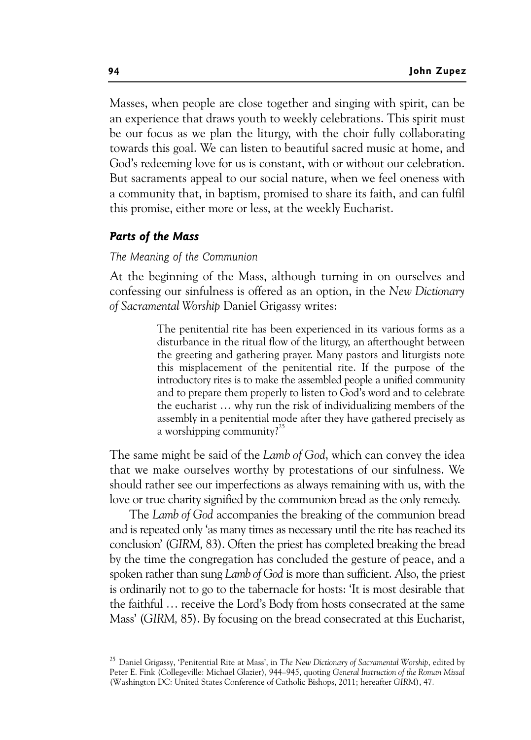Masses, when people are close together and singing with spirit, can be an experience that draws youth to weekly celebrations. This spirit must be our focus as we plan the liturgy, with the choir fully collaborating towards this goal. We can listen to beautiful sacred music at home, and God's redeeming love for us is constant, with or without our celebration. But sacraments appeal to our social nature, when we feel oneness with a community that, in baptism, promised to share its faith, and can fulfil this promise, either more or less, at the weekly Eucharist.

## *Parts of the Mass*

### *The Meaning of the Communion*

At the beginning of the Mass, although turning in on ourselves and confessing our sinfulness is offered as an option, in the *New Dictionary of Sacramental Worship* Daniel Grigassy writes:

> The penitential rite has been experienced in its various forms as a disturbance in the ritual flow of the liturgy, an afterthought between the greeting and gathering prayer. Many pastors and liturgists note this misplacement of the penitential rite. If the purpose of the introductory rites is to make the assembled people a unified community and to prepare them properly to listen to God's word and to celebrate the eucharist … why run the risk of individualizing members of the assembly in a penitential mode after they have gathered precisely as a worshipping community?[25]

The same might be said of the *Lamb of God*, which can convey the idea that we make ourselves worthy by protestations of our sinfulness. We should rather see our imperfections as always remaining with us, with the love or true charity signified by the communion bread as the only remedy.

The *Lamb of God* accompanies the breaking of the communion bread and is repeated only 'as many times as necessary until the rite has reached its conclusion' (*GIRM*, 83). Often the priest has completed breaking the bread by the time the congregation has concluded the gesture of peace, and a spoken rather than sung *Lamb of God* is more than sufficient. Also, the priest is ordinarily not to go to the tabernacle for hosts: 'It is most desirable that the faithful … receive the Lord's Body from hosts consecrated at the same Mass' (*GIRM*, 85). By focusing on the bread consecrated at this Eucharist,

[25] Daniel Grigassy, 'Penitential Rite at Mass', in *The New Dictionary of Sacramental Worship*, edited by Peter E. Fink (Collegeville: Michael Glazier), 944–945, quoting *General Instruction of the Roman Missal* (Washington DC: United States Conference of Catholic Bishops, 2011; hereafter *GIRM*), 47.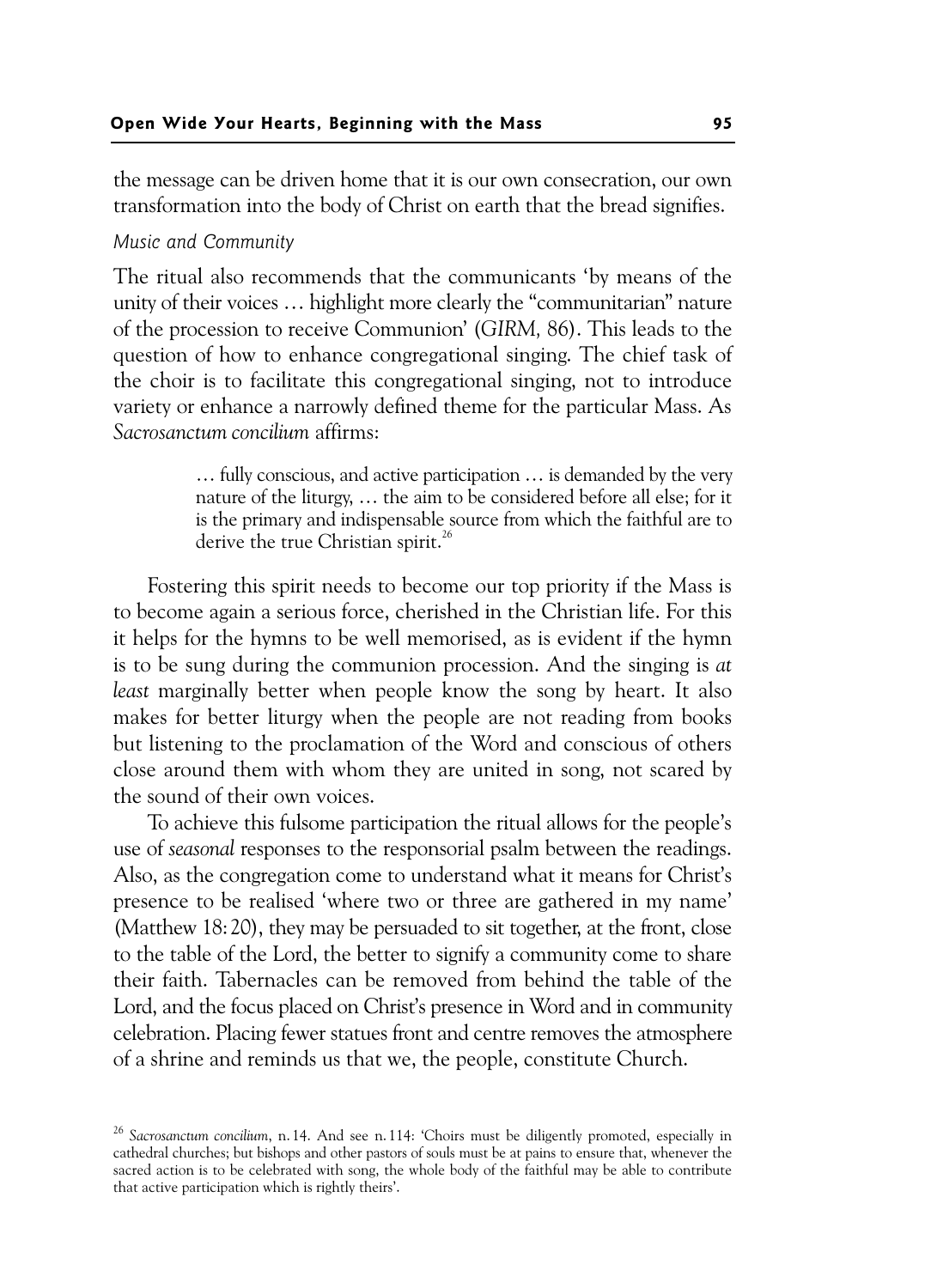the message can be driven home that it is our own consecration, our own transformation into the body of Christ on earth that the bread signifies.

*Music and Community*

The ritual also recommends that the communicants 'by means of the unity of their voices … highlight more clearly the "communitarian" nature of the procession to receive Communion' (*GIRM,* 86). This leads to the question of how to enhance congregational singing. The chief task of the choir is to facilitate this congregational singing, not to introduce variety or enhance a narrowly defined theme for the particular Mass. As *Sacrosanctum concilium* affirms:

> … fully conscious, and active participation … is demanded by the very nature of the liturgy, … the aim to be considered before all else; for it is the primary and indispensable source from which the faithful are to derive the true Christian spirit.[26]

Fostering this spirit needs to become our top priority if the Mass is to become again a serious force, cherished in the Christian life. For this it helps for the hymns to be well memorised, as is evident if the hymn is to be sung during the communion procession. And the singing is *at least* marginally better when people know the song by heart. It also makes for better liturgy when the people are not reading from books but listening to the proclamation of the Word and conscious of others close around them with whom they are united in song, not scared by the sound of their own voices.

To achieve this fulsome participation the ritual allows for the people's use of *seasonal* responses to the responsorial psalm between the readings. Also, as the congregation come to understand what it means for Christ's presence to be realised 'where two or three are gathered in my name' (Matthew 18: 20), they may be persuaded to sit together, at the front, close to the table of the Lord, the better to signify a community come to share their faith. Tabernacles can be removed from behind the table of the Lord, and the focus placed on Christ's presence in Word and in community celebration. Placing fewer statues front and centre removes the atmosphere of a shrine and reminds us that we, the people, constitute Church.

[26] *Sacrosanctum concilium*, n. 14. And see n. 114: 'Choirs must be diligently promoted, especially in cathedral churches; but bishops and other pastors of souls must be at pains to ensure that, whenever the sacred action is to be celebrated with song, the whole body of the faithful may be able to contribute that active participation which is rightly theirs'.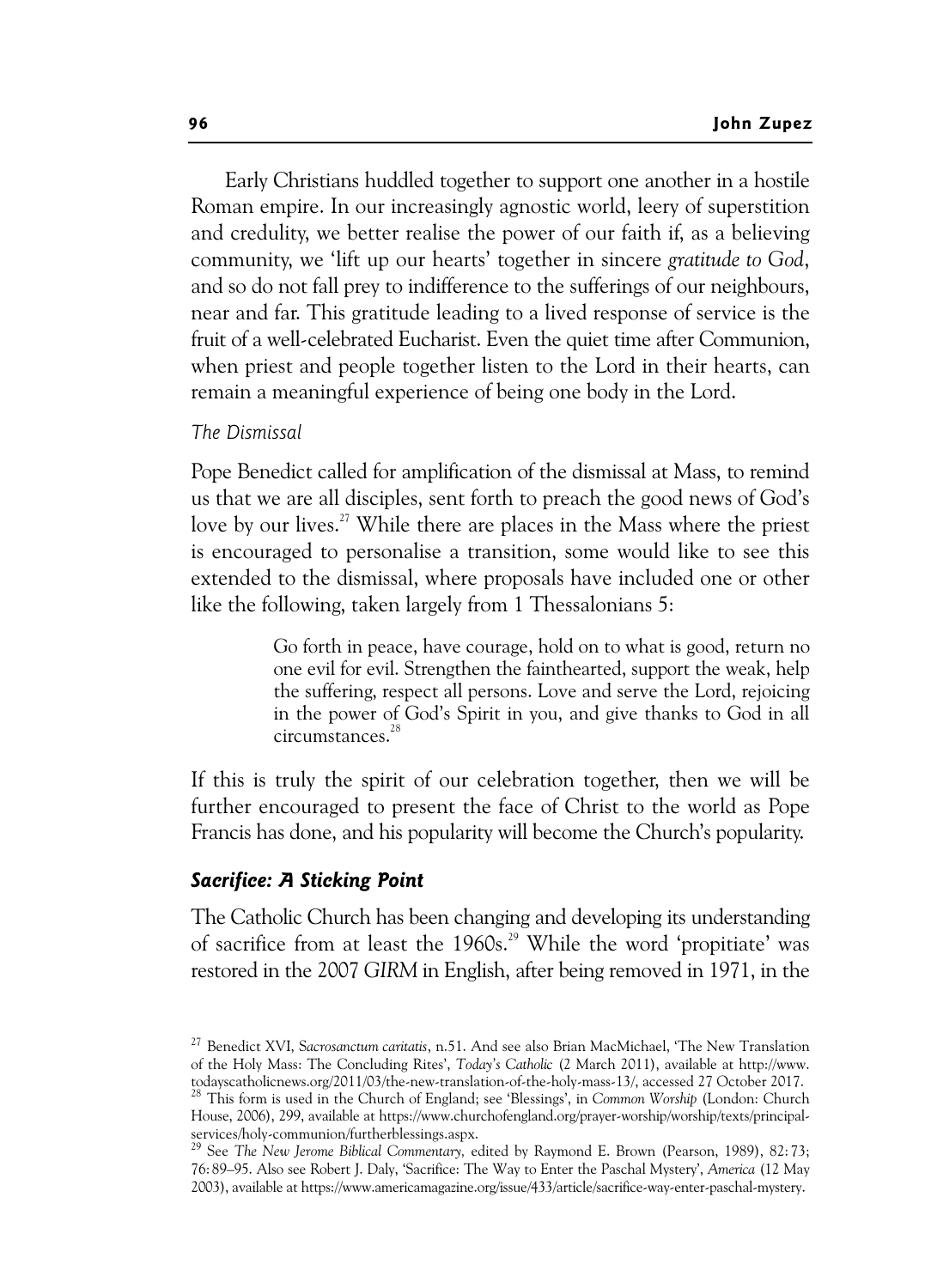Early Christians huddled together to support one another in a hostile Roman empire. In our increasingly agnostic world, leery of superstition and credulity, we better realise the power of our faith if, as a believing community, we 'lift up our hearts' together in sincere *gratitude to God*, and so do not fall prey to indifference to the sufferings of our neighbours, near and far. This gratitude leading to a lived response of service is the fruit of a well-celebrated Eucharist. Even the quiet time after Communion, when priest and people together listen to the Lord in their hearts, can remain a meaningful experience of being one body in the Lord.

*The Dismissal*

Pope Benedict called for amplification of the dismissal at Mass, to remind us that we are all disciples, sent forth to preach the good news of God's love by our lives.[27] While there are places in the Mass where the priest is encouraged to personalise a transition, some would like to see this extended to the dismissal, where proposals have included one or other like the following, taken largely from 1 Thessalonians 5:

> Go forth in peace, have courage, hold on to what is good, return no one evil for evil. Strengthen the fainthearted, support the weak, help the suffering, respect all persons. Love and serve the Lord, rejoicing in the power of God's Spirit in you, and give thanks to God in all circumstances.[28]

If this is truly the spirit of our celebration together, then we will be further encouraged to present the face of Christ to the world as Pope Francis has done, and his popularity will become the Church's popularity.

### *Sacrifice: A Sticking Point*

The Catholic Church has been changing and developing its understanding of sacrifice from at least the 1960s.[29] While the word 'propitiate' was restored in the 2007 *GIRM* in English, after being removed in 1971, in the

---

[27] Benedict XVI, *Sacrosanctum caritatis*, n.51. And see also Brian MacMichael, 'The New Translation of the Holy Mass: The Concluding Rites', *Today's Catholic* (2 March 2011), available at http://www.todayscatholicnews.org/2011/03/the-new-translation-of-the-holy-mass-13/, accessed 27 October 2017.

[28] This form is used in the Church of England; see 'Blessings', in *Common Worship* (London: Church House, 2006), 299, available at https://www.churchofengland.org/prayer-worship/worship/texts/principal-services/holy-communion/furtherblessings.aspx.

[29] See *The New Jerome Biblical Commentary*, edited by Raymond E. Brown (Pearson, 1989), 82: 73; 76: 89–95. Also see Robert J. Daly, 'Sacrifice: The Way to Enter the Paschal Mystery', *America* (12 May 2003), available at https://www.americamagazine.org/issue/433/article/sacrifice-way-enter-paschal-mystery.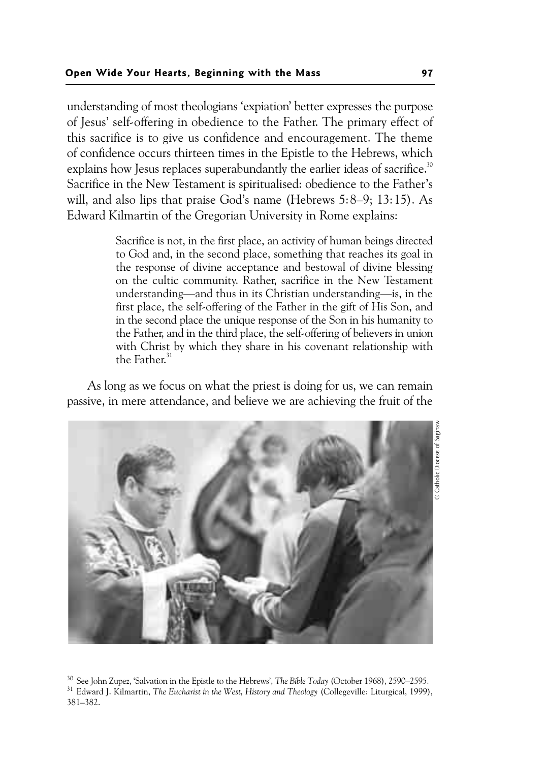understanding of most theologians 'expiation' better expresses the purpose of Jesus' self-offering in obedience to the Father. The primary effect of this sacrifice is to give us confidence and encouragement. The theme of confidence occurs thirteen times in the Epistle to the Hebrews, which explains how Jesus replaces superabundantly the earlier ideas of sacrifice.[30] Sacrifice in the New Testament is spiritualised: obedience to the Father's will, and also lips that praise God's name (Hebrews 5:8–9; 13:15). As Edward Kilmartin of the Gregorian University in Rome explains:

> Sacrifice is not, in the first place, an activity of human beings directed to God and, in the second place, something that reaches its goal in the response of divine acceptance and bestowal of divine blessing on the cultic community. Rather, sacrifice in the New Testament understanding—and thus in its Christian understanding—is, in the first place, the self-offering of the Father in the gift of His Son, and in the second place the unique response of the Son in his humanity to the Father, and in the third place, the self-offering of believers in union with Christ by which they share in his covenant relationship with the Father.[31]

As long as we focus on what the priest is doing for us, we can remain passive, in mere attendance, and believe we are achieving the fruit of the

© Catholic Diocese of Saginaw

[30] See John Zupez, 'Salvation in the Epistle to the Hebrews', *The Bible Today* (October 1968), 2590–2595.

[31] Edward J. Kilmartin, *The Eucharist in the West, History and Theology* (Collegeville: Liturgical, 1999), 381–382.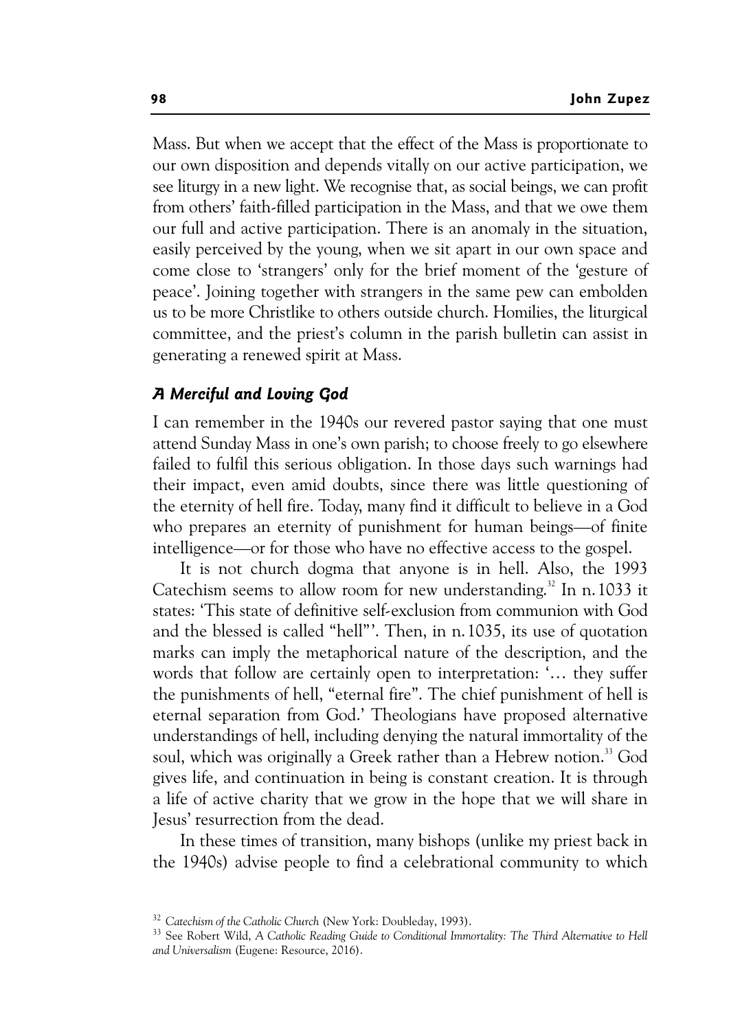Mass. But when we accept that the effect of the Mass is proportionate to our own disposition and depends vitally on our active participation, we see liturgy in a new light. We recognise that, as social beings, we can profit from others' faith-filled participation in the Mass, and that we owe them our full and active participation. There is an anomaly in the situation, easily perceived by the young, when we sit apart in our own space and come close to 'strangers' only for the brief moment of the 'gesture of peace'. Joining together with strangers in the same pew can embolden us to be more Christlike to others outside church. Homilies, the liturgical committee, and the priest's column in the parish bulletin can assist in generating a renewed spirit at Mass.

### *A Merciful and Loving God*

I can remember in the 1940s our revered pastor saying that one must attend Sunday Mass in one's own parish; to choose freely to go elsewhere failed to fulfil this serious obligation. In those days such warnings had their impact, even amid doubts, since there was little questioning of the eternity of hell fire. Today, many find it difficult to believe in a God who prepares an eternity of punishment for human beings—of finite intelligence—or for those who have no effective access to the gospel.

It is not church dogma that anyone is in hell. Also, the 1993 Catechism seems to allow room for new understanding.[32] In n. 1033 it states: 'This state of definitive self-exclusion from communion with God and the blessed is called "hell"'. Then, in n. 1035, its use of quotation marks can imply the metaphorical nature of the description, and the words that follow are certainly open to interpretation: '… they suffer the punishments of hell, "eternal fire". The chief punishment of hell is eternal separation from God.' Theologians have proposed alternative understandings of hell, including denying the natural immortality of the soul, which was originally a Greek rather than a Hebrew notion.[33] God gives life, and continuation in being is constant creation. It is through a life of active charity that we grow in the hope that we will share in Jesus' resurrection from the dead.

In these times of transition, many bishops (unlike my priest back in the 1940s) advise people to find a celebrational community to which

[32] *Catechism of the Catholic Church* (New York: Doubleday, 1993).

[33] See Robert Wild, *A Catholic Reading Guide to Conditional Immortality: The Third Alternative to Hell and Universalism* (Eugene: Resource, 2016).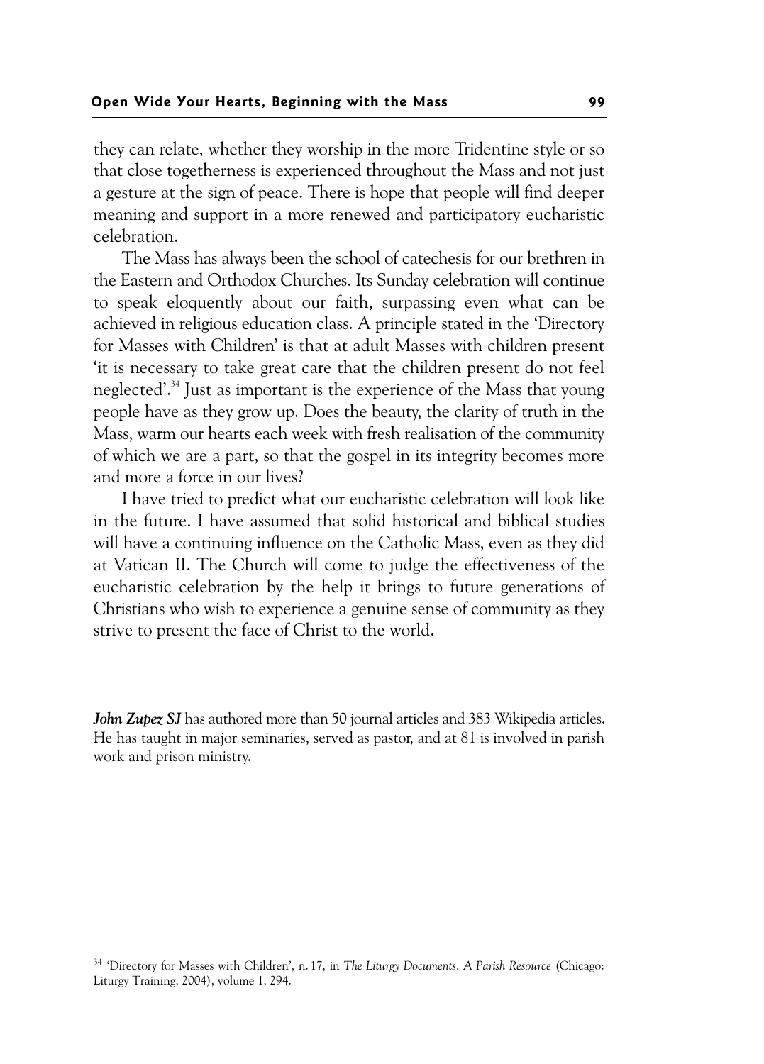they can relate, whether they worship in the more Tridentine style or so that close togetherness is experienced throughout the Mass and not just a gesture at the sign of peace. There is hope that people will find deeper meaning and support in a more renewed and participatory eucharistic celebration.

The Mass has always been the school of catechesis for our brethren in the Eastern and Orthodox Churches. Its Sunday celebration will continue to speak eloquently about our faith, surpassing even what can be achieved in religious education class. A principle stated in the 'Directory for Masses with Children' is that at adult Masses with children present 'it is necessary to take great care that the children present do not feel neglected'.[34] Just as important is the experience of the Mass that young people have as they grow up. Does the beauty, the clarity of truth in the Mass, warm our hearts each week with fresh realisation of the community of which we are a part, so that the gospel in its integrity becomes more and more a force in our lives?

I have tried to predict what our eucharistic celebration will look like in the future. I have assumed that solid historical and biblical studies will have a continuing influence on the Catholic Mass, even as they did at Vatican II. The Church will come to judge the effectiveness of the eucharistic celebration by the help it brings to future generations of Christians who wish to experience a genuine sense of community as they strive to present the face of Christ to the world.

***John Zupez SJ*** has authored more than 50 journal articles and 383 Wikipedia articles. He has taught in major seminaries, served as pastor, and at 81 is involved in parish work and prison ministry.

[34] 'Directory for Masses with Children', n. 17, in *The Liturgy Documents: A Parish Resource* (Chicago: Liturgy Training, 2004), volume 1, 294.